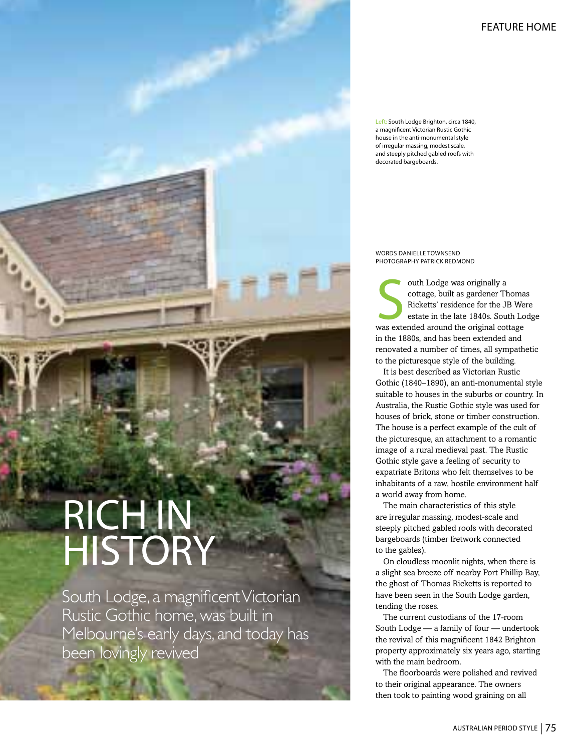# RICH IN HISTORY

South Lodge, a magnificent Victorian Rustic Gothic home, was built in Melbourne's early days, and today has been lovingly revived

Left: South Lodge Brighton, circa 1840, a magnificent Victorian Rustic Gothic house in the anti-monumental style of irregular massing, modest scale, and steeply pitched gabled roofs with decorated bargeboards.

WORDS DANIELLE TOWNSEND
PHOTOGRAPHY PATRICK REDMOND

South Lodge was originally a cottage, built as gardener Thomas Ricketts' residence for the JB Were estate in the late 1840s. South Lodge was extended around the original cottage in the 1880s, and has been extended and renovated a number of times, all sympathetic to the picturesque style of the building.

It is best described as Victorian Rustic Gothic (1840–1890), an anti-monumental style suitable to houses in the suburbs or country. In Australia, the Rustic Gothic style was used for houses of brick, stone or timber construction. The house is a perfect example of the cult of the picturesque, an attachment to a romantic image of a rural medieval past. The Rustic Gothic style gave a feeling of security to expatriate Britons who felt themselves to be inhabitants of a raw, hostile environment half a world away from home.

The main characteristics of this style are irregular massing, modest-scale and steeply pitched gabled roofs with decorated bargeboards (timber fretwork connected to the gables).

On cloudless moonlit nights, when there is a slight sea breeze off nearby Port Phillip Bay, the ghost of Thomas Ricketts is reported to have been seen in the South Lodge garden, tending the roses.

The current custodians of the 17-room South Lodge — a family of four — undertook the revival of this magnificent 1842 Brighton property approximately six years ago, starting with the main bedroom.

The floorboards were polished and revived to their original appearance. The owners then took to painting wood graining on all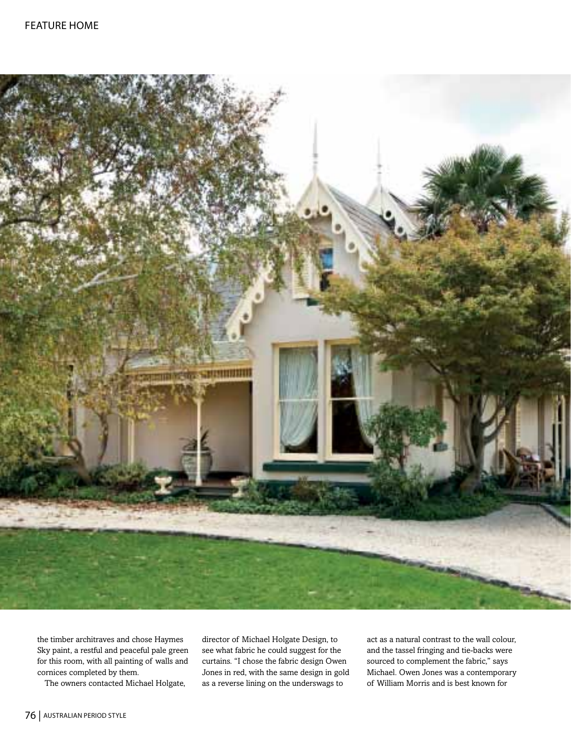the timber architraves and chose Haymes Sky paint, a restful and peaceful pale green for this room, with all painting of walls and cornices completed by them.

The owners contacted Michael Holgate, director of Michael Holgate Design, to see what fabric he could suggest for the curtains. "I chose the fabric design Owen Jones in red, with the same design in gold as a reverse lining on the underswags to act as a natural contrast to the wall colour, and the tassel fringing and tie-backs were sourced to complement the fabric," says Michael. Owen Jones was a contemporary of William Morris and is best known for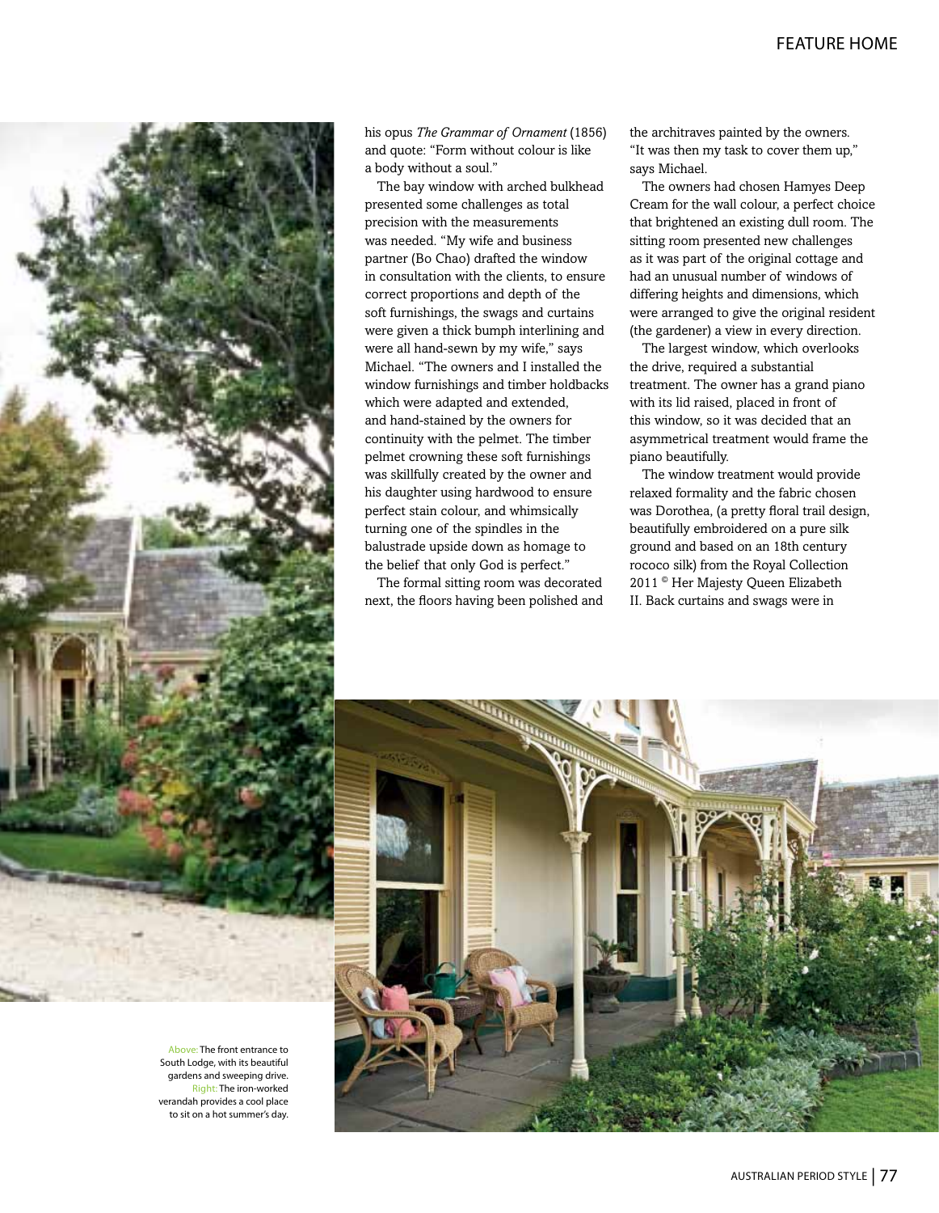his opus *The Grammar of Ornament* (1856) and quote: "Form without colour is like a body without a soul."

The bay window with arched bulkhead presented some challenges as total precision with the measurements was needed. "My wife and business partner (Bo Chao) drafted the window in consultation with the clients, to ensure correct proportions and depth of the soft furnishings, the swags and curtains were given a thick bumph interlining and were all hand-sewn by my wife," says Michael. "The owners and I installed the window furnishings and timber holdbacks which were adapted and extended, and hand-stained by the owners for continuity with the pelmet. The timber pelmet crowning these soft furnishings was skillfully created by the owner and his daughter using hardwood to ensure perfect stain colour, and whimsically turning one of the spindles in the balustrade upside down as homage to the belief that only God is perfect."

The formal sitting room was decorated next, the floors having been polished and the architraves painted by the owners. "It was then my task to cover them up," says Michael.

The owners had chosen Hamyes Deep Cream for the wall colour, a perfect choice that brightened an existing dull room. The sitting room presented new challenges as it was part of the original cottage and had an unusual number of windows of differing heights and dimensions, which were arranged to give the original resident (the gardener) a view in every direction.

The largest window, which overlooks the drive, required a substantial treatment. The owner has a grand piano with its lid raised, placed in front of this window, so it was decided that an asymmetrical treatment would frame the piano beautifully.

The window treatment would provide relaxed formality and the fabric chosen was Dorothea, (a pretty floral trail design, beautifully embroidered on a pure silk ground and based on an 18th century rococo silk) from the Royal Collection 2011 © Her Majesty Queen Elizabeth II. Back curtains and swags were in

Above: The front entrance to South Lodge, with its beautiful gardens and sweeping drive. Right: The iron-worked verandah provides a cool place to sit on a hot summer's day.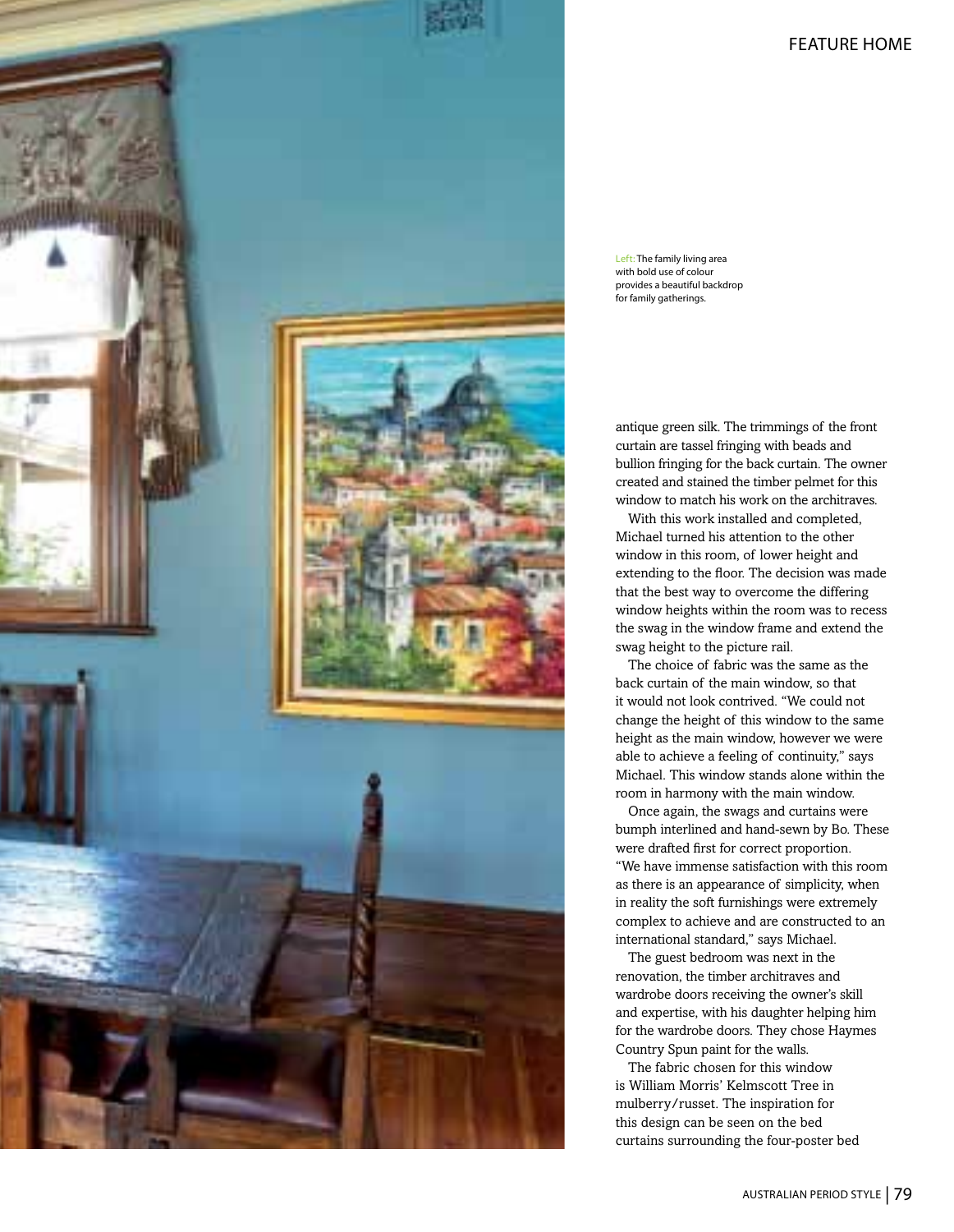Left: The family living area with bold use of colour provides a beautiful backdrop for family gatherings.

antique green silk. The trimmings of the front curtain are tassel fringing with beads and bullion fringing for the back curtain. The owner created and stained the timber pelmet for this window to match his work on the architraves.

With this work installed and completed, Michael turned his attention to the other window in this room, of lower height and extending to the floor. The decision was made that the best way to overcome the differing window heights within the room was to recess the swag in the window frame and extend the swag height to the picture rail.

The choice of fabric was the same as the back curtain of the main window, so that it would not look contrived. "We could not change the height of this window to the same height as the main window, however we were able to achieve a feeling of continuity," says Michael. This window stands alone within the room in harmony with the main window.

Once again, the swags and curtains were bumph interlined and hand-sewn by Bo. These were drafted first for correct proportion. "We have immense satisfaction with this room as there is an appearance of simplicity, when in reality the soft furnishings were extremely complex to achieve and are constructed to an international standard," says Michael.

The guest bedroom was next in the renovation, the timber architraves and wardrobe doors receiving the owner's skill and expertise, with his daughter helping him for the wardrobe doors. They chose Haymes Country Spun paint for the walls.

The fabric chosen for this window is William Morris' Kelmscott Tree in mulberry/russet. The inspiration for this design can be seen on the bed curtains surrounding the four-poster bed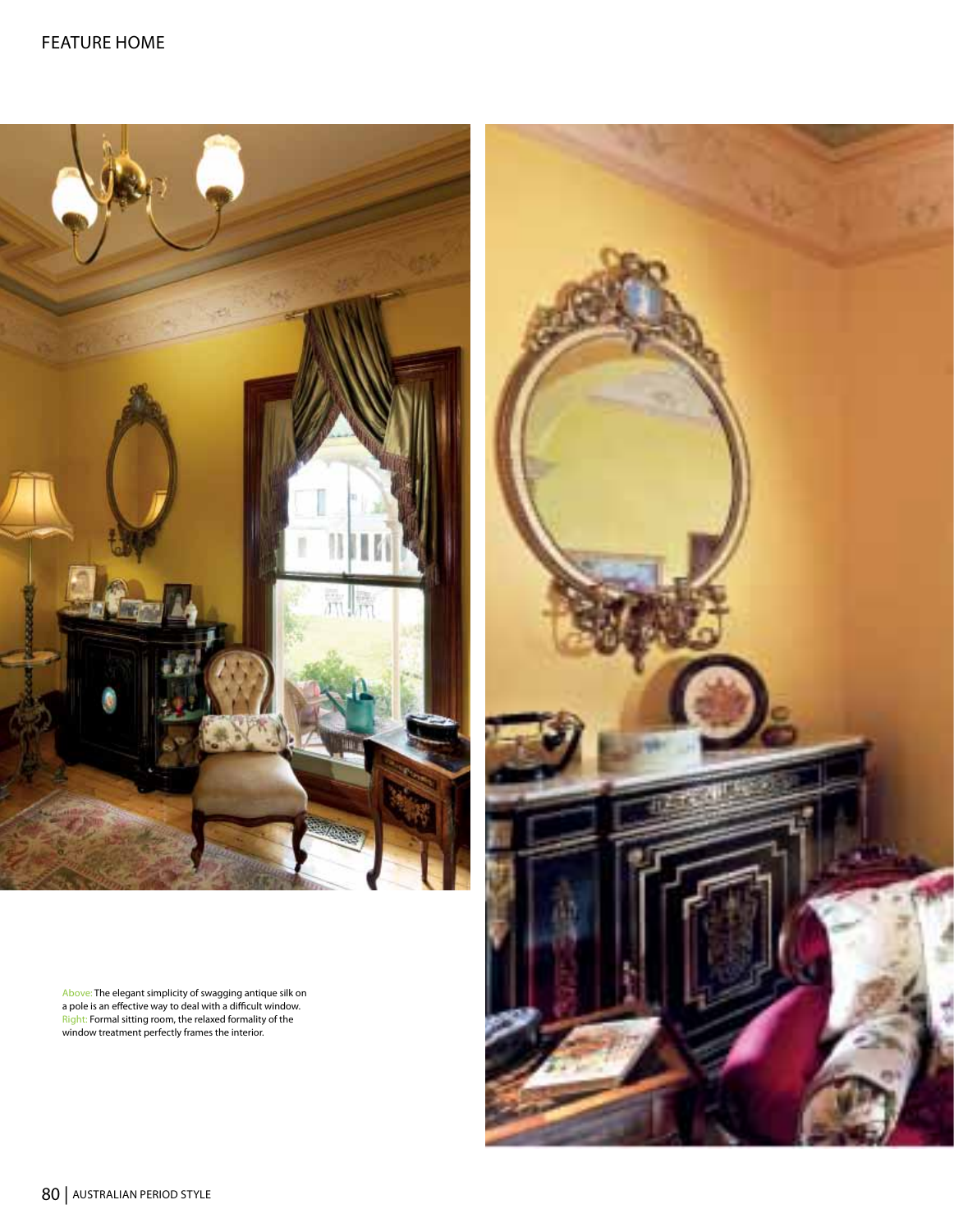Above: The elegant simplicity of swagging antique silk on a pole is an effective way to deal with a difficult window.
Right: Formal sitting room, the relaxed formality of the window treatment perfectly frames the interior.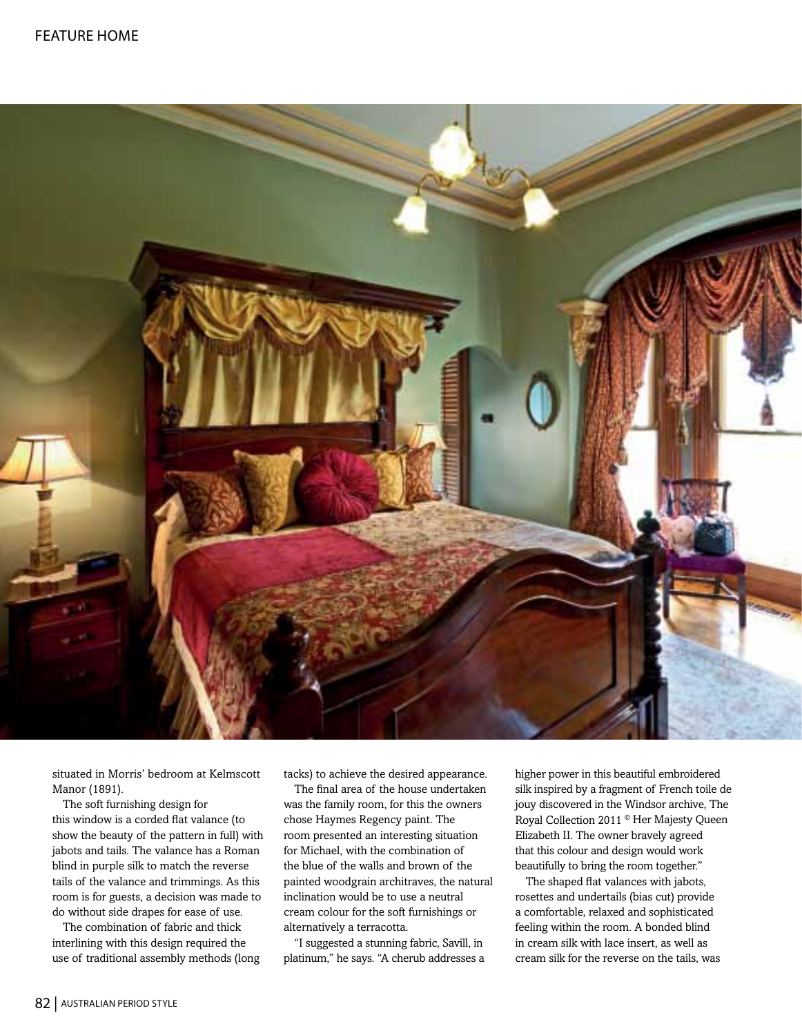situated in Morris' bedroom at Kelmscott Manor (1891).

The soft furnishing design for this window is a corded flat valance (to show the beauty of the pattern in full) with jabots and tails. The valance has a Roman blind in purple silk to match the reverse tails of the valance and trimmings. As this room is for guests, a decision was made to do without side drapes for ease of use.

The combination of fabric and thick interlining with this design required the use of traditional assembly methods (long tacks) to achieve the desired appearance.

The final area of the house undertaken was the family room, for this the owners chose Haymes Regency paint. The room presented an interesting situation for Michael, with the combination of the blue of the walls and brown of the painted woodgrain architraves, the natural inclination would be to use a neutral cream colour for the soft furnishings or alternatively a terracotta.

"I suggested a stunning fabric, Savill, in platinum," he says. "A cherub addresses a higher power in this beautiful embroidered silk inspired by a fragment of French toile de jouy discovered in the Windsor archive, The Royal Collection 2011 © Her Majesty Queen Elizabeth II. The owner bravely agreed that this colour and design would work beautifully to bring the room together."

The shaped flat valances with jabots, rosettes and undertails (bias cut) provide a comfortable, relaxed and sophisticated feeling within the room. A bonded blind in cream silk with lace insert, as well as cream silk for the reverse on the tails, was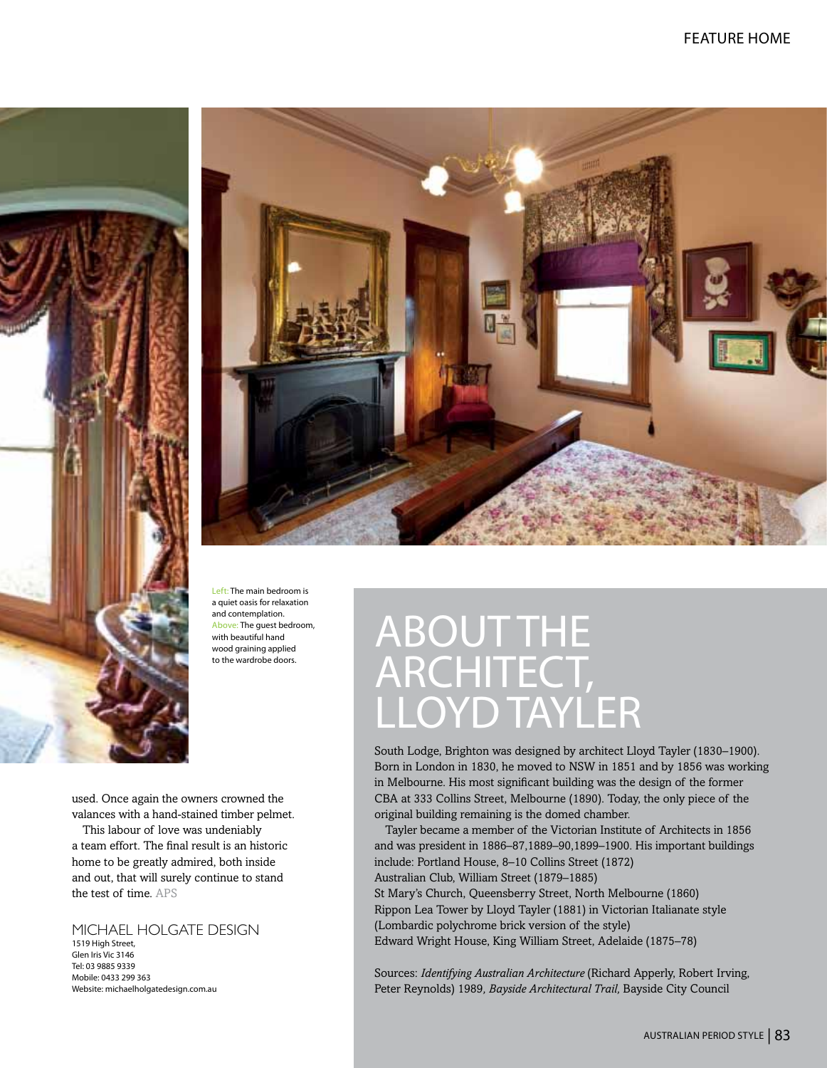Left: The main bedroom is a quiet oasis for relaxation and contemplation.
Above: The guest bedroom, with beautiful hand wood graining applied to the wardrobe doors.

used. Once again the owners crowned the valances with a hand-stained timber pelmet.

This labour of love was undeniably a team effort. The final result is an historic home to be greatly admired, both inside and out, that will surely continue to stand the test of time. APS

## MICHAEL HOLGATE DESIGN

1519 High Street,
Glen Iris Vic 3146
Tel: 03 9885 9339
Mobile: 0433 299 363
Website: michaelholgatedesign.com.au

# ABOUT THE ARCHITECT, LLOYD TAYLER

South Lodge, Brighton was designed by architect Lloyd Tayler (1830–1900). Born in London in 1830, he moved to NSW in 1851 and by 1856 was working in Melbourne. His most significant building was the design of the former CBA at 333 Collins Street, Melbourne (1890). Today, the only piece of the original building remaining is the domed chamber.

Tayler became a member of the Victorian Institute of Architects in 1856 and was president in 1886–87,1889–90,1899–1900. His important buildings include: Portland House, 8–10 Collins Street (1872)
Australian Club, William Street (1879–1885)
St Mary's Church, Queensberry Street, North Melbourne (1860)
Rippon Lea Tower by Lloyd Tayler (1881) in Victorian Italianate style (Lombardic polychrome brick version of the style)
Edward Wright House, King William Street, Adelaide (1875–78)

Sources: *Identifying Australian Architecture* (Richard Apperly, Robert Irving, Peter Reynolds) 1989, *Bayside Architectural Trail*, Bayside City Council